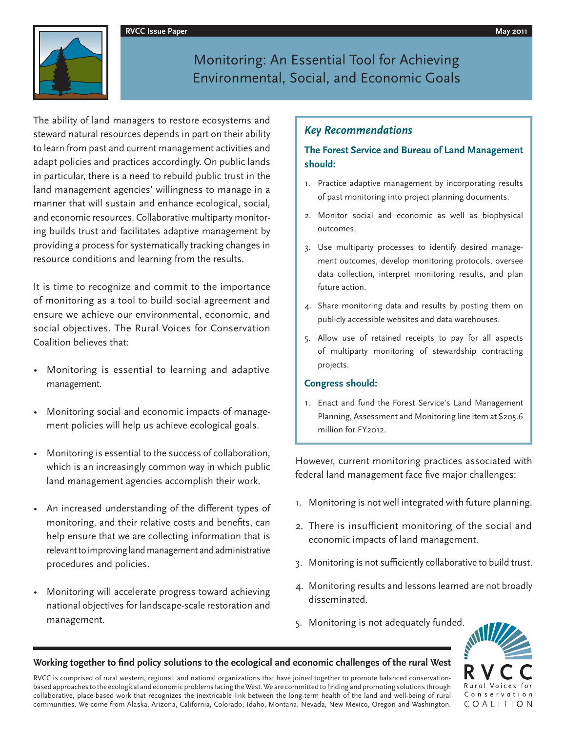RVCC Issue Paper | May 2011

# Monitoring: An Essential Tool for Achieving Environmental, Social, and Economic Goals

The ability of land managers to restore ecosystems and steward natural resources depends in part on their ability to learn from past and current management activities and adapt policies and practices accordingly. On public lands in particular, there is a need to rebuild public trust in the land management agencies' willingness to manage in a manner that will sustain and enhance ecological, social, and economic resources. Collaborative multiparty monitoring builds trust and facilitates adaptive management by providing a process for systematically tracking changes in resource conditions and learning from the results.

It is time to recognize and commit to the importance of monitoring as a tool to build social agreement and ensure we achieve our environmental, economic, and social objectives. The Rural Voices for Conservation Coalition believes that:

- Monitoring is essential to learning and adaptive management.
- Monitoring social and economic impacts of management policies will help us achieve ecological goals.
- Monitoring is essential to the success of collaboration, which is an increasingly common way in which public land management agencies accomplish their work.
- An increased understanding of the different types of monitoring, and their relative costs and benefits, can help ensure that we are collecting information that is relevant to improving land management and administrative procedures and policies.
- Monitoring will accelerate progress toward achieving national objectives for landscape-scale restoration and management.

## *Key Recommendations*

### The Forest Service and Bureau of Land Management should:

1. Practice adaptive management by incorporating results of past monitoring into project planning documents.
2. Monitor social and economic as well as biophysical outcomes.
3. Use multiparty processes to identify desired management outcomes, develop monitoring protocols, oversee data collection, interpret monitoring results, and plan future action.
4. Share monitoring data and results by posting them on publicly accessible websites and data warehouses.
5. Allow use of retained receipts to pay for all aspects of multiparty monitoring of stewardship contracting projects.

### Congress should:

1. Enact and fund the Forest Service's Land Management Planning, Assessment and Monitoring line item at $205.6 million for FY2012.

However, current monitoring practices associated with federal land management face five major challenges:

1. Monitoring is not well integrated with future planning.
2. There is insufficient monitoring of the social and economic impacts of land management.
3. Monitoring is not sufficiently collaborative to build trust.
4. Monitoring results and lessons learned are not broadly disseminated.
5. Monitoring is not adequately funded.

**Working together to find policy solutions to the ecological and economic challenges of the rural West**

RVCC is comprised of rural western, regional, and national organizations that have joined together to promote balanced conservation-based approaches to the ecological and economic problems facing the West. We are committed to finding and promoting solutions through collaborative, place-based work that recognizes the inextricable link between the long-term health of the land and well-being of rural communities. We come from Alaska, Arizona, California, Colorado, Idaho, Montana, Nevada, New Mexico, Oregon and Washington.

RVCC Rural Voices for Conservation Coalition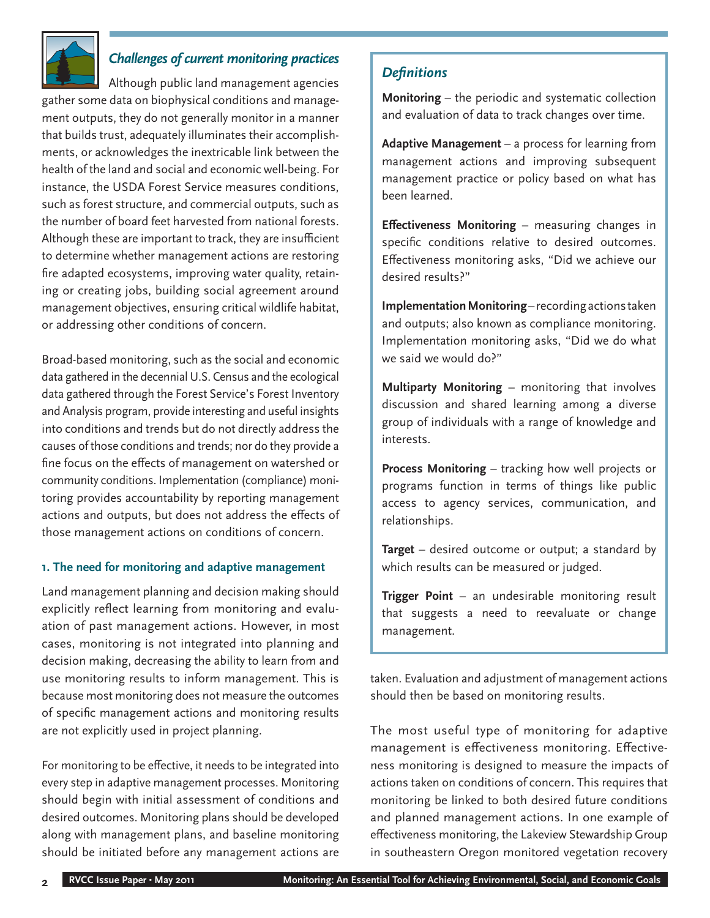## *Challenges of current monitoring practices*

Although public land management agencies gather some data on biophysical conditions and management outputs, they do not generally monitor in a manner that builds trust, adequately illuminates their accomplishments, or acknowledges the inextricable link between the health of the land and social and economic well-being. For instance, the USDA Forest Service measures conditions, such as forest structure, and commercial outputs, such as the number of board feet harvested from national forests. Although these are important to track, they are insufficient to determine whether management actions are restoring fire adapted ecosystems, improving water quality, retaining or creating jobs, building social agreement around management objectives, ensuring critical wildlife habitat, or addressing other conditions of concern.

Broad-based monitoring, such as the social and economic data gathered in the decennial U.S. Census and the ecological data gathered through the Forest Service's Forest Inventory and Analysis program, provide interesting and useful insights into conditions and trends but do not directly address the causes of those conditions and trends; nor do they provide a fine focus on the effects of management on watershed or community conditions. Implementation (compliance) monitoring provides accountability by reporting management actions and outputs, but does not address the effects of those management actions on conditions of concern.

### 1. The need for monitoring and adaptive management

Land management planning and decision making should explicitly reflect learning from monitoring and evaluation of past management actions. However, in most cases, monitoring is not integrated into planning and decision making, decreasing the ability to learn from and use monitoring results to inform management. This is because most monitoring does not measure the outcomes of specific management actions and monitoring results are not explicitly used in project planning.

For monitoring to be effective, it needs to be integrated into every step in adaptive management processes. Monitoring should begin with initial assessment of conditions and desired outcomes. Monitoring plans should be developed along with management plans, and baseline monitoring should be initiated before any management actions are taken. Evaluation and adjustment of management actions should then be based on monitoring results.

The most useful type of monitoring for adaptive management is effectiveness monitoring. Effectiveness monitoring is designed to measure the impacts of actions taken on conditions of concern. This requires that monitoring be linked to both desired future conditions and planned management actions. In one example of effectiveness monitoring, the Lakeview Stewardship Group in southeastern Oregon monitored vegetation recovery

---

### *Definitions*

**Monitoring** – the periodic and systematic collection and evaluation of data to track changes over time.

**Adaptive Management** – a process for learning from management actions and improving subsequent management practice or policy based on what has been learned.

**Effectiveness Monitoring** – measuring changes in specific conditions relative to desired outcomes. Effectiveness monitoring asks, "Did we achieve our desired results?"

**Implementation Monitoring** – recording actions taken and outputs; also known as compliance monitoring. Implementation monitoring asks, "Did we do what we said we would do?"

**Multiparty Monitoring** – monitoring that involves discussion and shared learning among a diverse group of individuals with a range of knowledge and interests.

**Process Monitoring** – tracking how well projects or programs function in terms of things like public access to agency services, communication, and relationships.

**Target** – desired outcome or output; a standard by which results can be measured or judged.

**Trigger Point** – an undesirable monitoring result that suggests a need to reevaluate or change management.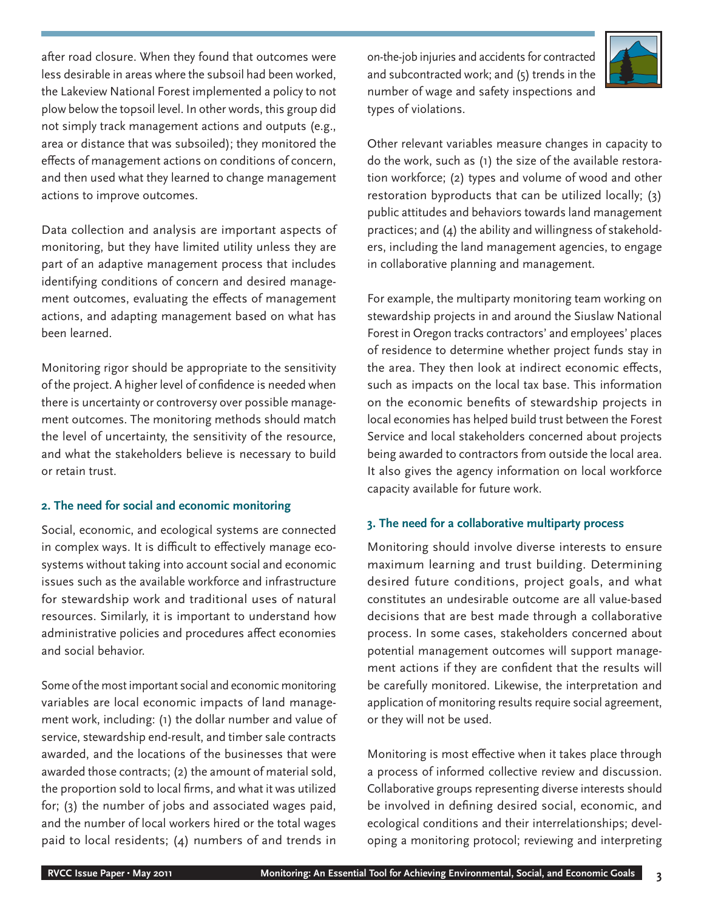after road closure. When they found that outcomes were less desirable in areas where the subsoil had been worked, the Lakeview National Forest implemented a policy to not plow below the topsoil level. In other words, this group did not simply track management actions and outputs (e.g., area or distance that was subsoiled); they monitored the effects of management actions on conditions of concern, and then used what they learned to change management actions to improve outcomes.

Data collection and analysis are important aspects of monitoring, but they have limited utility unless they are part of an adaptive management process that includes identifying conditions of concern and desired management outcomes, evaluating the effects of management actions, and adapting management based on what has been learned.

Monitoring rigor should be appropriate to the sensitivity of the project. A higher level of confidence is needed when there is uncertainty or controversy over possible management outcomes. The monitoring methods should match the level of uncertainty, the sensitivity of the resource, and what the stakeholders believe is necessary to build or retain trust.

### 2. The need for social and economic monitoring

Social, economic, and ecological systems are connected in complex ways. It is difficult to effectively manage ecosystems without taking into account social and economic issues such as the available workforce and infrastructure for stewardship work and traditional uses of natural resources. Similarly, it is important to understand how administrative policies and procedures affect economies and social behavior.

Some of the most important social and economic monitoring variables are local economic impacts of land management work, including: (1) the dollar number and value of service, stewardship end-result, and timber sale contracts awarded, and the locations of the businesses that were awarded those contracts; (2) the amount of material sold, the proportion sold to local firms, and what it was utilized for; (3) the number of jobs and associated wages paid, and the number of local workers hired or the total wages paid to local residents; (4) numbers of and trends in on-the-job injuries and accidents for contracted and subcontracted work; and (5) trends in the number of wage and safety inspections and types of violations.

Other relevant variables measure changes in capacity to do the work, such as (1) the size of the available restoration workforce; (2) types and volume of wood and other restoration byproducts that can be utilized locally; (3) public attitudes and behaviors towards land management practices; and (4) the ability and willingness of stakeholders, including the land management agencies, to engage in collaborative planning and management.

For example, the multiparty monitoring team working on stewardship projects in and around the Siuslaw National Forest in Oregon tracks contractors' and employees' places of residence to determine whether project funds stay in the area. They then look at indirect economic effects, such as impacts on the local tax base. This information on the economic benefits of stewardship projects in local economies has helped build trust between the Forest Service and local stakeholders concerned about projects being awarded to contractors from outside the local area. It also gives the agency information on local workforce capacity available for future work.

### 3. The need for a collaborative multiparty process

Monitoring should involve diverse interests to ensure maximum learning and trust building. Determining desired future conditions, project goals, and what constitutes an undesirable outcome are all value-based decisions that are best made through a collaborative process. In some cases, stakeholders concerned about potential management outcomes will support management actions if they are confident that the results will be carefully monitored. Likewise, the interpretation and application of monitoring results require social agreement, or they will not be used.

Monitoring is most effective when it takes place through a process of informed collective review and discussion. Collaborative groups representing diverse interests should be involved in defining desired social, economic, and ecological conditions and their interrelationships; developing a monitoring protocol; reviewing and interpreting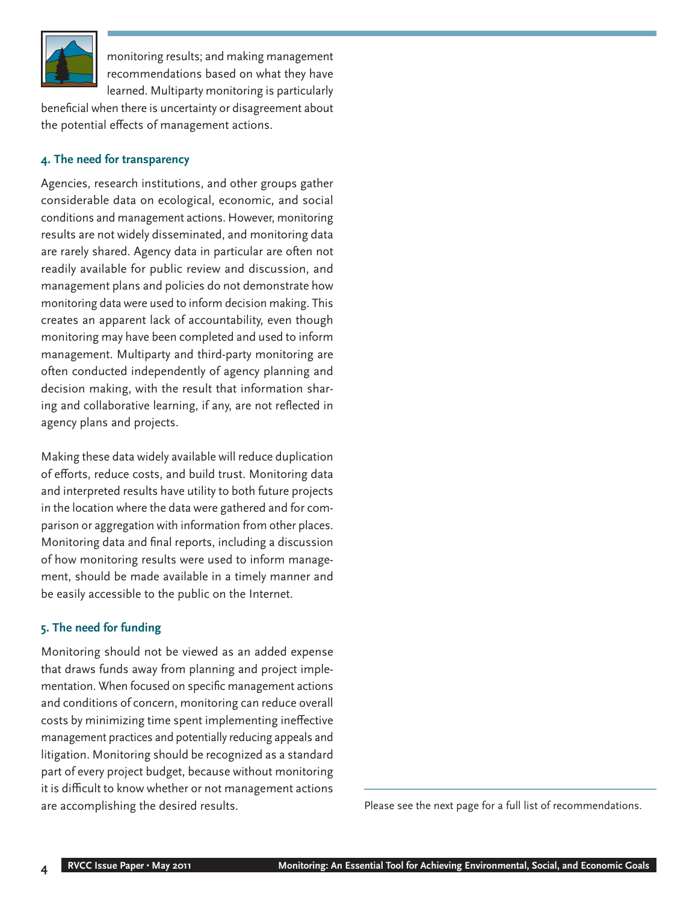monitoring results; and making management recommendations based on what they have learned. Multiparty monitoring is particularly beneficial when there is uncertainty or disagreement about the potential effects of management actions.

#### 4. The need for transparency

Agencies, research institutions, and other groups gather considerable data on ecological, economic, and social conditions and management actions. However, monitoring results are not widely disseminated, and monitoring data are rarely shared. Agency data in particular are often not readily available for public review and discussion, and management plans and policies do not demonstrate how monitoring data were used to inform decision making. This creates an apparent lack of accountability, even though monitoring may have been completed and used to inform management. Multiparty and third-party monitoring are often conducted independently of agency planning and decision making, with the result that information sharing and collaborative learning, if any, are not reflected in agency plans and projects.

Making these data widely available will reduce duplication of efforts, reduce costs, and build trust. Monitoring data and interpreted results have utility to both future projects in the location where the data were gathered and for comparison or aggregation with information from other places. Monitoring data and final reports, including a discussion of how monitoring results were used to inform management, should be made available in a timely manner and be easily accessible to the public on the Internet.

#### 5. The need for funding

Monitoring should not be viewed as an added expense that draws funds away from planning and project implementation. When focused on specific management actions and conditions of concern, monitoring can reduce overall costs by minimizing time spent implementing ineffective management practices and potentially reducing appeals and litigation. Monitoring should be recognized as a standard part of every project budget, because without monitoring it is difficult to know whether or not management actions are accomplishing the desired results.

Please see the next page for a full list of recommendations.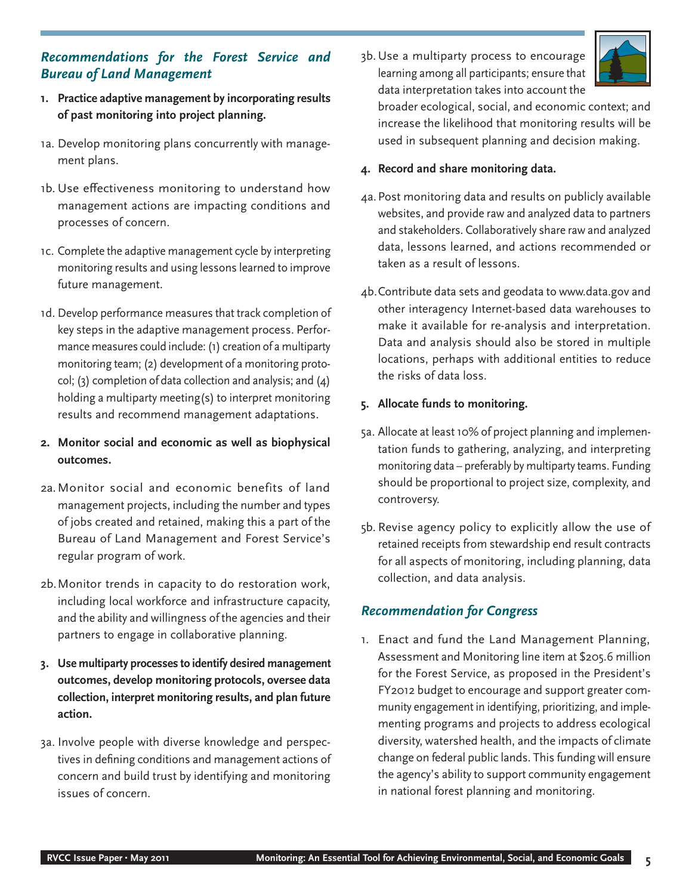## *Recommendations for the Forest Service and Bureau of Land Management*

1. **Practice adaptive management by incorporating results of past monitoring into project planning.**

1a. Develop monitoring plans concurrently with management plans.

1b. Use effectiveness monitoring to understand how management actions are impacting conditions and processes of concern.

1c. Complete the adaptive management cycle by interpreting monitoring results and using lessons learned to improve future management.

1d. Develop performance measures that track completion of key steps in the adaptive management process. Performance measures could include: (1) creation of a multiparty monitoring team; (2) development of a monitoring protocol; (3) completion of data collection and analysis; and (4) holding a multiparty meeting(s) to interpret monitoring results and recommend management adaptations.

2. **Monitor social and economic as well as biophysical outcomes.**

2a. Monitor social and economic benefits of land management projects, including the number and types of jobs created and retained, making this a part of the Bureau of Land Management and Forest Service's regular program of work.

2b. Monitor trends in capacity to do restoration work, including local workforce and infrastructure capacity, and the ability and willingness of the agencies and their partners to engage in collaborative planning.

3. **Use multiparty processes to identify desired management outcomes, develop monitoring protocols, oversee data collection, interpret monitoring results, and plan future action.**

3a. Involve people with diverse knowledge and perspectives in defining conditions and management actions of concern and build trust by identifying and monitoring issues of concern.

3b. Use a multiparty process to encourage learning among all participants; ensure that data interpretation takes into account the broader ecological, social, and economic context; and increase the likelihood that monitoring results will be used in subsequent planning and decision making.

4. **Record and share monitoring data.**

4a. Post monitoring data and results on publicly available websites, and provide raw and analyzed data to partners and stakeholders. Collaboratively share raw and analyzed data, lessons learned, and actions recommended or taken as a result of lessons.

4b. Contribute data sets and geodata to www.data.gov and other interagency Internet-based data warehouses to make it available for re-analysis and interpretation. Data and analysis should also be stored in multiple locations, perhaps with additional entities to reduce the risks of data loss.

5. **Allocate funds to monitoring.**

5a. Allocate at least 10% of project planning and implementation funds to gathering, analyzing, and interpreting monitoring data – preferably by multiparty teams. Funding should be proportional to project size, complexity, and controversy.

5b. Revise agency policy to explicitly allow the use of retained receipts from stewardship end result contracts for all aspects of monitoring, including planning, data collection, and data analysis.

## *Recommendation for Congress*

1. Enact and fund the Land Management Planning, Assessment and Monitoring line item at $205.6 million for the Forest Service, as proposed in the President's FY2012 budget to encourage and support greater community engagement in identifying, prioritizing, and implementing programs and projects to address ecological diversity, watershed health, and the impacts of climate change on federal public lands. This funding will ensure the agency's ability to support community engagement in national forest planning and monitoring.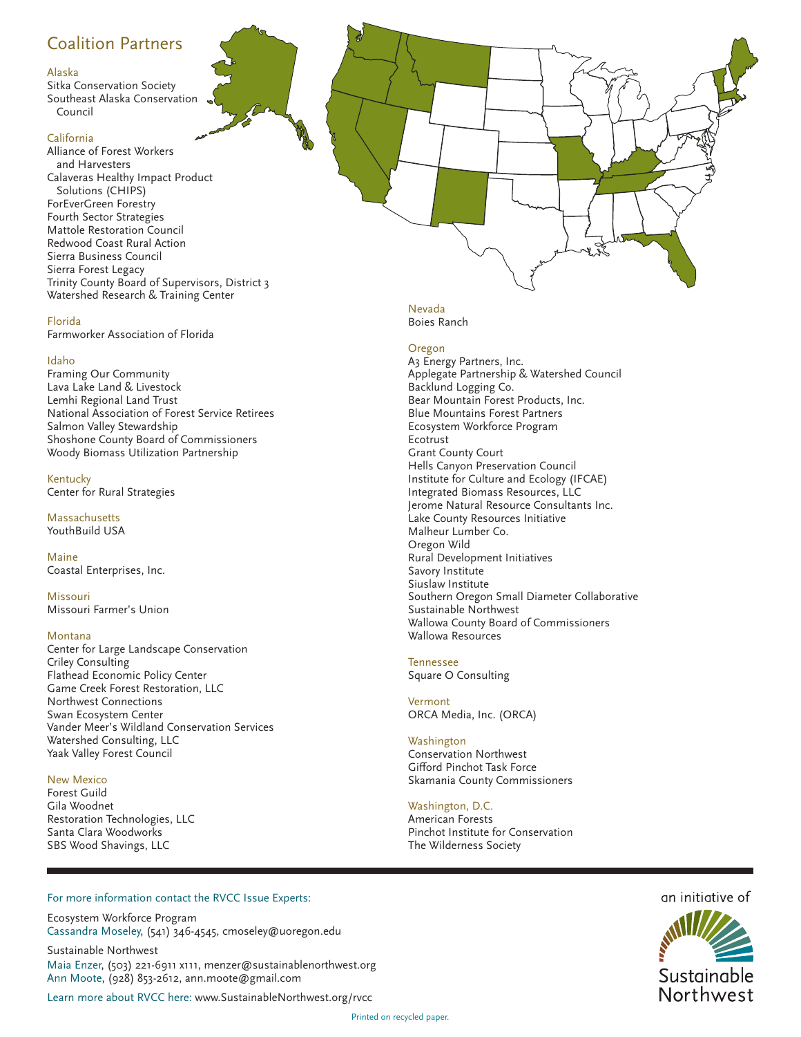## Coalition Partners

### Alaska
Sitka Conservation Society
Southeast Alaska Conservation Council

### California
Alliance of Forest Workers and Harvesters
Calaveras Healthy Impact Product Solutions (CHIPS)
ForEverGreen Forestry
Fourth Sector Strategies
Mattole Restoration Council
Redwood Coast Rural Action
Sierra Business Council
Sierra Forest Legacy
Trinity County Board of Supervisors, District 3
Watershed Research & Training Center

### Florida
Farmworker Association of Florida

### Idaho
Framing Our Community
Lava Lake Land & Livestock
Lemhi Regional Land Trust
National Association of Forest Service Retirees
Salmon Valley Stewardship
Shoshone County Board of Commissioners
Woody Biomass Utilization Partnership

### Kentucky
Center for Rural Strategies

### Massachusetts
YouthBuild USA

### Maine
Coastal Enterprises, Inc.

### Missouri
Missouri Farmer's Union

### Montana
Center for Large Landscape Conservation
Criley Consulting
Flathead Economic Policy Center
Game Creek Forest Restoration, LLC
Northwest Connections
Swan Ecosystem Center
Vander Meer's Wildland Conservation Services
Watershed Consulting, LLC
Yaak Valley Forest Council

### New Mexico
Forest Guild
Gila Woodnet
Restoration Technologies, LLC
Santa Clara Woodworks
SBS Wood Shavings, LLC

### Nevada
Boies Ranch

### Oregon
A3 Energy Partners, Inc.
Applegate Partnership & Watershed Council
Backlund Logging Co.
Bear Mountain Forest Products, Inc.
Blue Mountains Forest Partners
Ecosystem Workforce Program
Ecotrust
Grant County Court
Hells Canyon Preservation Council
Institute for Culture and Ecology (IFCAE)
Integrated Biomass Resources, LLC
Jerome Natural Resource Consultants Inc.
Lake County Resources Initiative
Malheur Lumber Co.
Oregon Wild
Rural Development Initiatives
Savory Institute
Siuslaw Institute
Southern Oregon Small Diameter Collaborative
Sustainable Northwest
Wallowa County Board of Commissioners
Wallowa Resources

### Tennessee
Square O Consulting

### Vermont
ORCA Media, Inc. (ORCA)

### Washington
Conservation Northwest
Gifford Pinchot Task Force
Skamania County Commissioners

### Washington, D.C.
American Forests
Pinchot Institute for Conservation
The Wilderness Society

---

For more information contact the RVCC Issue Experts:

Ecosystem Workforce Program
Cassandra Moseley, (541) 346-4545, cmoseley@uoregon.edu

Sustainable Northwest
Maia Enzer, (503) 221-6911 x111, menzer@sustainablenorthwest.org
Ann Moote, (928) 853-2612, ann.moote@gmail.com

Learn more about RVCC here: www.SustainableNorthwest.org/rvcc

an initiative of
Sustainable Northwest

Printed on recycled paper.